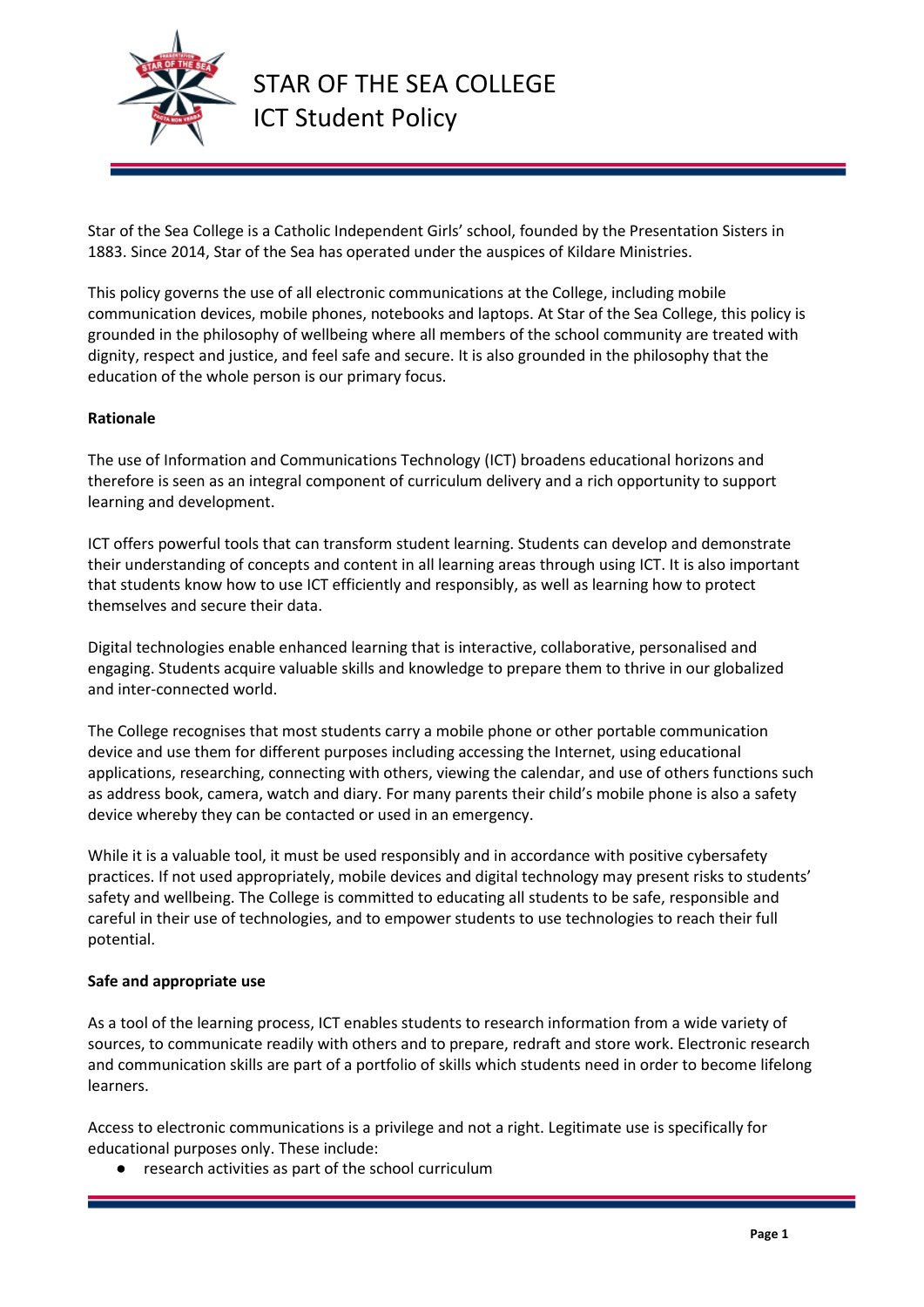# STAR OF THE SEA COLLEGE
## ICT Student Policy

Star of the Sea College is a Catholic Independent Girls' school, founded by the Presentation Sisters in 1883. Since 2014, Star of the Sea has operated under the auspices of Kildare Ministries.

This policy governs the use of all electronic communications at the College, including mobile communication devices, mobile phones, notebooks and laptops. At Star of the Sea College, this policy is grounded in the philosophy of wellbeing where all members of the school community are treated with dignity, respect and justice, and feel safe and secure. It is also grounded in the philosophy that the education of the whole person is our primary focus.

**Rationale**

The use of Information and Communications Technology (ICT) broadens educational horizons and therefore is seen as an integral component of curriculum delivery and a rich opportunity to support learning and development.

ICT offers powerful tools that can transform student learning. Students can develop and demonstrate their understanding of concepts and content in all learning areas through using ICT. It is also important that students know how to use ICT efficiently and responsibly, as well as learning how to protect themselves and secure their data.

Digital technologies enable enhanced learning that is interactive, collaborative, personalised and engaging. Students acquire valuable skills and knowledge to prepare them to thrive in our globalized and inter-connected world.

The College recognises that most students carry a mobile phone or other portable communication device and use them for different purposes including accessing the Internet, using educational applications, researching, connecting with others, viewing the calendar, and use of others functions such as address book, camera, watch and diary. For many parents their child's mobile phone is also a safety device whereby they can be contacted or used in an emergency.

While it is a valuable tool, it must be used responsibly and in accordance with positive cybersafety practices. If not used appropriately, mobile devices and digital technology may present risks to students' safety and wellbeing. The College is committed to educating all students to be safe, responsible and careful in their use of technologies, and to empower students to use technologies to reach their full potential.

**Safe and appropriate use**

As a tool of the learning process, ICT enables students to research information from a wide variety of sources, to communicate readily with others and to prepare, redraft and store work. Electronic research and communication skills are part of a portfolio of skills which students need in order to become lifelong learners.

Access to electronic communications is a privilege and not a right. Legitimate use is specifically for educational purposes only. These include:

- research activities as part of the school curriculum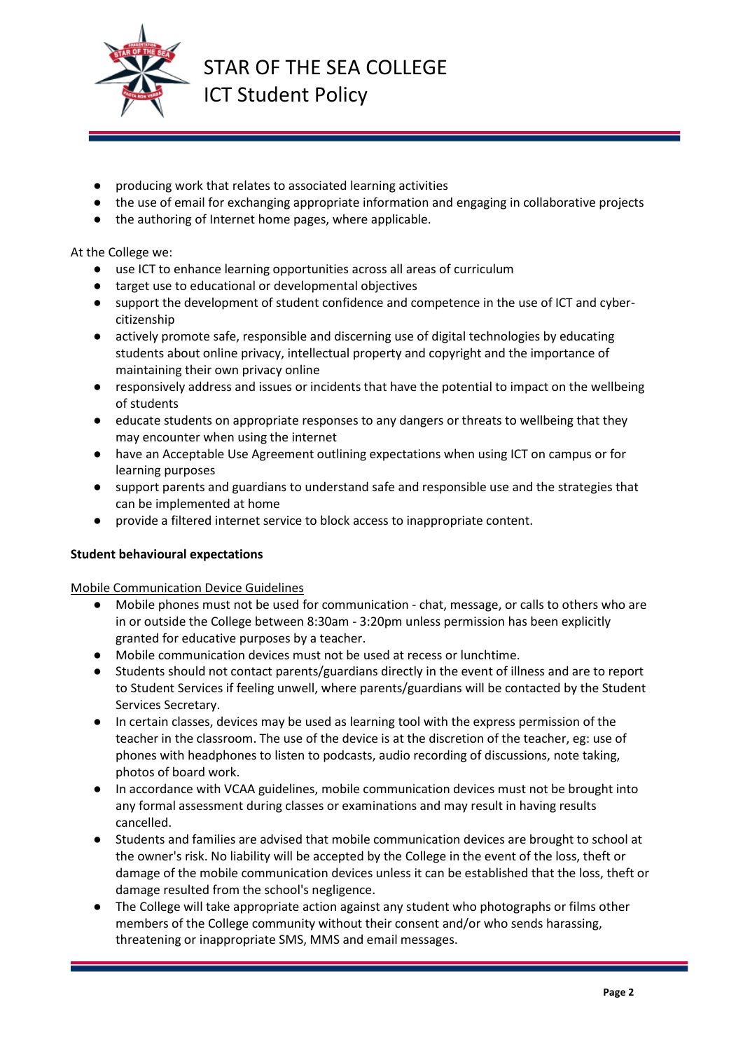- producing work that relates to associated learning activities
- the use of email for exchanging appropriate information and engaging in collaborative projects
- the authoring of Internet home pages, where applicable.

At the College we:

- use ICT to enhance learning opportunities across all areas of curriculum
- target use to educational or developmental objectives
- support the development of student confidence and competence in the use of ICT and cyber-citizenship
- actively promote safe, responsible and discerning use of digital technologies by educating students about online privacy, intellectual property and copyright and the importance of maintaining their own privacy online
- responsively address and issues or incidents that have the potential to impact on the wellbeing of students
- educate students on appropriate responses to any dangers or threats to wellbeing that they may encounter when using the internet
- have an Acceptable Use Agreement outlining expectations when using ICT on campus or for learning purposes
- support parents and guardians to understand safe and responsible use and the strategies that can be implemented at home
- provide a filtered internet service to block access to inappropriate content.

**Student behavioural expectations**

Mobile Communication Device Guidelines

- Mobile phones must not be used for communication - chat, message, or calls to others who are in or outside the College between 8:30am - 3:20pm unless permission has been explicitly granted for educative purposes by a teacher.
- Mobile communication devices must not be used at recess or lunchtime.
- Students should not contact parents/guardians directly in the event of illness and are to report to Student Services if feeling unwell, where parents/guardians will be contacted by the Student Services Secretary.
- In certain classes, devices may be used as learning tool with the express permission of the teacher in the classroom. The use of the device is at the discretion of the teacher, eg: use of phones with headphones to listen to podcasts, audio recording of discussions, note taking, photos of board work.
- In accordance with VCAA guidelines, mobile communication devices must not be brought into any formal assessment during classes or examinations and may result in having results cancelled.
- Students and families are advised that mobile communication devices are brought to school at the owner's risk. No liability will be accepted by the College in the event of the loss, theft or damage of the mobile communication devices unless it can be established that the loss, theft or damage resulted from the school's negligence.
- The College will take appropriate action against any student who photographs or films other members of the College community without their consent and/or who sends harassing, threatening or inappropriate SMS, MMS and email messages.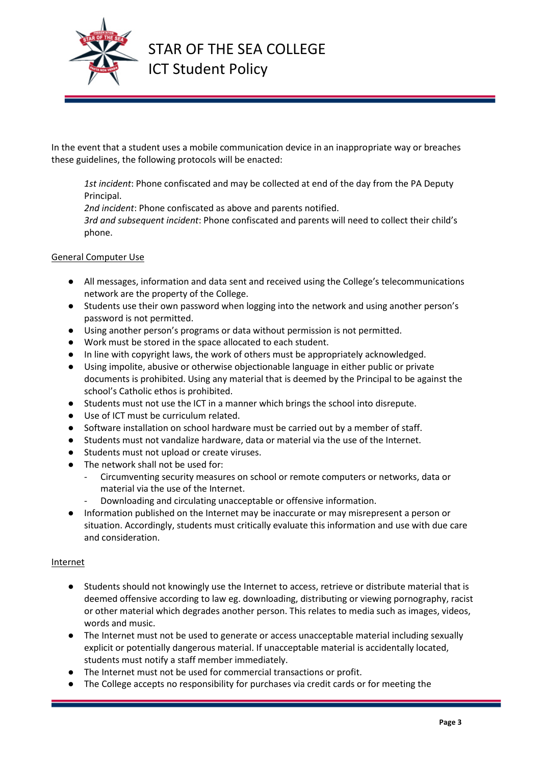In the event that a student uses a mobile communication device in an inappropriate way or breaches these guidelines, the following protocols will be enacted:

> *1st incident*: Phone confiscated and may be collected at end of the day from the PA Deputy Principal.
> *2nd incident*: Phone confiscated as above and parents notified.
> *3rd and subsequent incident*: Phone confiscated and parents will need to collect their child's phone.

<u>General Computer Use</u>

- All messages, information and data sent and received using the College's telecommunications network are the property of the College.
- Students use their own password when logging into the network and using another person's password is not permitted.
- Using another person's programs or data without permission is not permitted.
- Work must be stored in the space allocated to each student.
- In line with copyright laws, the work of others must be appropriately acknowledged.
- Using impolite, abusive or otherwise objectionable language in either public or private documents is prohibited. Using any material that is deemed by the Principal to be against the school's Catholic ethos is prohibited.
- Students must not use the ICT in a manner which brings the school into disrepute.
- Use of ICT must be curriculum related.
- Software installation on school hardware must be carried out by a member of staff.
- Students must not vandalize hardware, data or material via the use of the Internet.
- Students must not upload or create viruses.
- The network shall not be used for:
  - Circumventing security measures on school or remote computers or networks, data or material via the use of the Internet.
  - Downloading and circulating unacceptable or offensive information.
- Information published on the Internet may be inaccurate or may misrepresent a person or situation. Accordingly, students must critically evaluate this information and use with due care and consideration.

<u>Internet</u>

- Students should not knowingly use the Internet to access, retrieve or distribute material that is deemed offensive according to law eg. downloading, distributing or viewing pornography, racist or other material which degrades another person. This relates to media such as images, videos, words and music.
- The Internet must not be used to generate or access unacceptable material including sexually explicit or potentially dangerous material. If unacceptable material is accidentally located, students must notify a staff member immediately.
- The Internet must not be used for commercial transactions or profit.
- The College accepts no responsibility for purchases via credit cards or for meeting the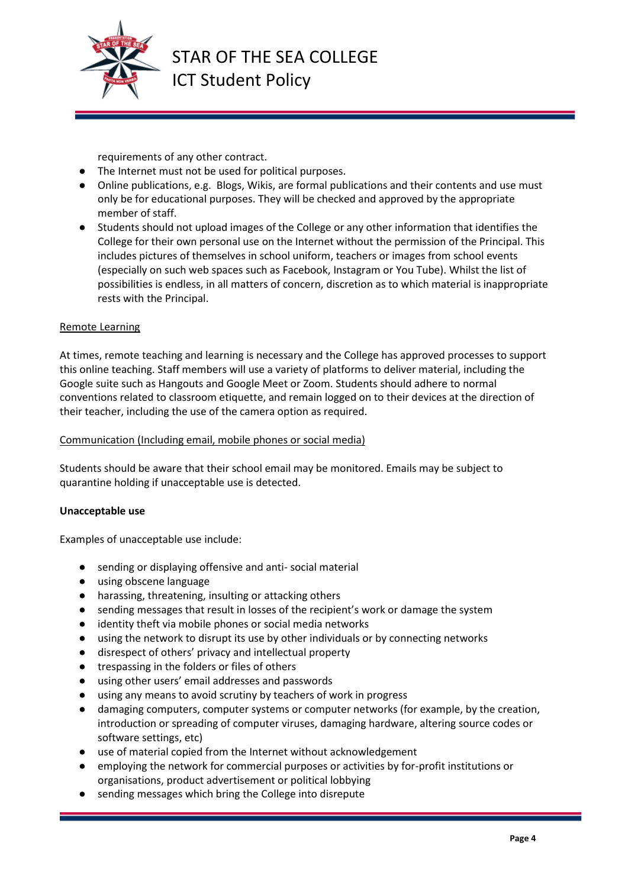requirements of any other contract.

- The Internet must not be used for political purposes.
- Online publications, e.g. Blogs, Wikis, are formal publications and their contents and use must only be for educational purposes. They will be checked and approved by the appropriate member of staff.
- Students should not upload images of the College or any other information that identifies the College for their own personal use on the Internet without the permission of the Principal. This includes pictures of themselves in school uniform, teachers or images from school events (especially on such web spaces such as Facebook, Instagram or You Tube). Whilst the list of possibilities is endless, in all matters of concern, discretion as to which material is inappropriate rests with the Principal.

<u>Remote Learning</u>

At times, remote teaching and learning is necessary and the College has approved processes to support this online teaching. Staff members will use a variety of platforms to deliver material, including the Google suite such as Hangouts and Google Meet or Zoom. Students should adhere to normal conventions related to classroom etiquette, and remain logged on to their devices at the direction of their teacher, including the use of the camera option as required.

<u>Communication (Including email, mobile phones or social media)</u>

Students should be aware that their school email may be monitored. Emails may be subject to quarantine holding if unacceptable use is detected.

**Unacceptable use**

Examples of unacceptable use include:

- sending or displaying offensive and anti- social material
- using obscene language
- harassing, threatening, insulting or attacking others
- sending messages that result in losses of the recipient's work or damage the system
- identity theft via mobile phones or social media networks
- using the network to disrupt its use by other individuals or by connecting networks
- disrespect of others' privacy and intellectual property
- trespassing in the folders or files of others
- using other users' email addresses and passwords
- using any means to avoid scrutiny by teachers of work in progress
- damaging computers, computer systems or computer networks (for example, by the creation, introduction or spreading of computer viruses, damaging hardware, altering source codes or software settings, etc)
- use of material copied from the Internet without acknowledgement
- employing the network for commercial purposes or activities by for-profit institutions or organisations, product advertisement or political lobbying
- sending messages which bring the College into disrepute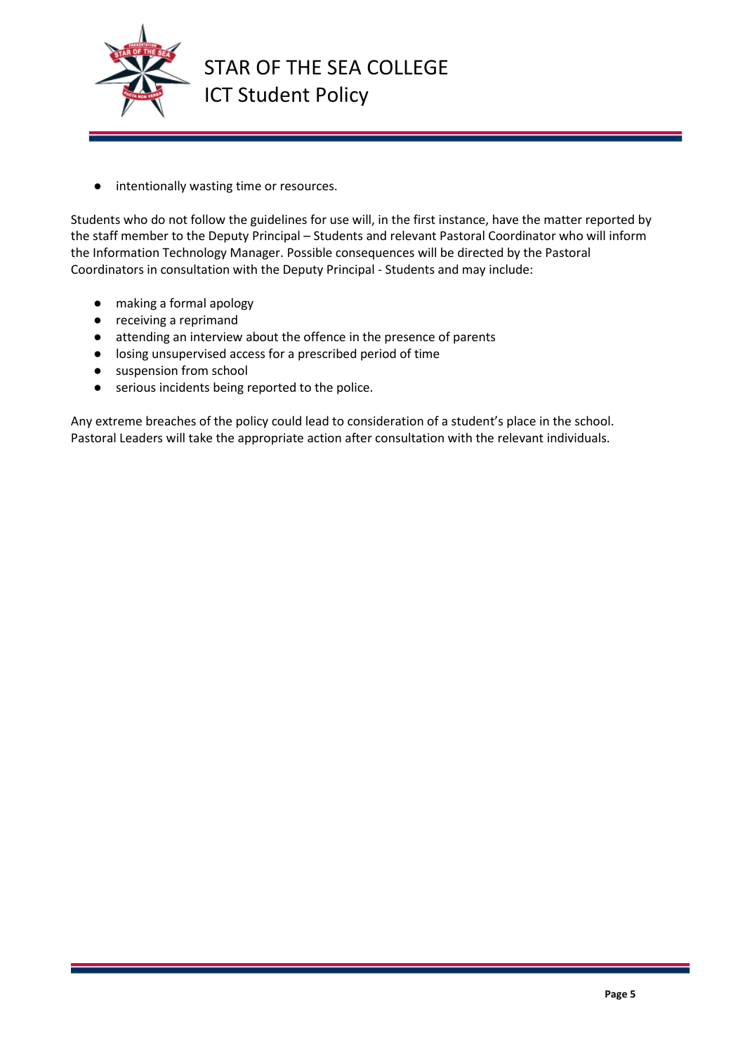- intentionally wasting time or resources.

Students who do not follow the guidelines for use will, in the first instance, have the matter reported by the staff member to the Deputy Principal – Students and relevant Pastoral Coordinator who will inform the Information Technology Manager. Possible consequences will be directed by the Pastoral Coordinators in consultation with the Deputy Principal - Students and may include:

- making a formal apology
- receiving a reprimand
- attending an interview about the offence in the presence of parents
- losing unsupervised access for a prescribed period of time
- suspension from school
- serious incidents being reported to the police.

Any extreme breaches of the policy could lead to consideration of a student's place in the school. Pastoral Leaders will take the appropriate action after consultation with the relevant individuals.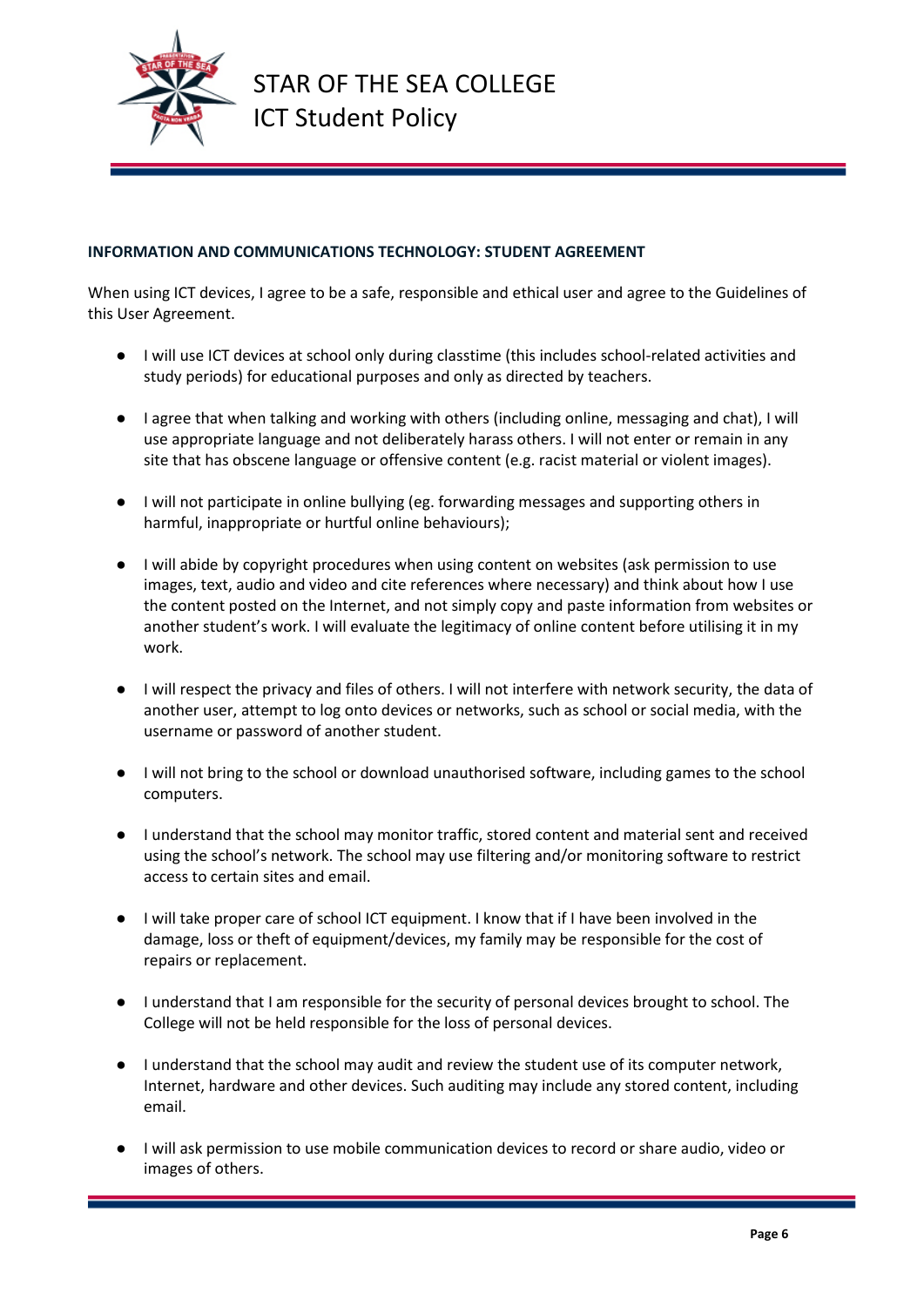## INFORMATION AND COMMUNICATIONS TECHNOLOGY: STUDENT AGREEMENT

When using ICT devices, I agree to be a safe, responsible and ethical user and agree to the Guidelines of this User Agreement.

- I will use ICT devices at school only during classtime (this includes school-related activities and study periods) for educational purposes and only as directed by teachers.
- I agree that when talking and working with others (including online, messaging and chat), I will use appropriate language and not deliberately harass others. I will not enter or remain in any site that has obscene language or offensive content (e.g. racist material or violent images).
- I will not participate in online bullying (eg. forwarding messages and supporting others in harmful, inappropriate or hurtful online behaviours);
- I will abide by copyright procedures when using content on websites (ask permission to use images, text, audio and video and cite references where necessary) and think about how I use the content posted on the Internet, and not simply copy and paste information from websites or another student's work. I will evaluate the legitimacy of online content before utilising it in my work.
- I will respect the privacy and files of others. I will not interfere with network security, the data of another user, attempt to log onto devices or networks, such as school or social media, with the username or password of another student.
- I will not bring to the school or download unauthorised software, including games to the school computers.
- I understand that the school may monitor traffic, stored content and material sent and received using the school's network. The school may use filtering and/or monitoring software to restrict access to certain sites and email.
- I will take proper care of school ICT equipment. I know that if I have been involved in the damage, loss or theft of equipment/devices, my family may be responsible for the cost of repairs or replacement.
- I understand that I am responsible for the security of personal devices brought to school. The College will not be held responsible for the loss of personal devices.
- I understand that the school may audit and review the student use of its computer network, Internet, hardware and other devices. Such auditing may include any stored content, including email.
- I will ask permission to use mobile communication devices to record or share audio, video or images of others.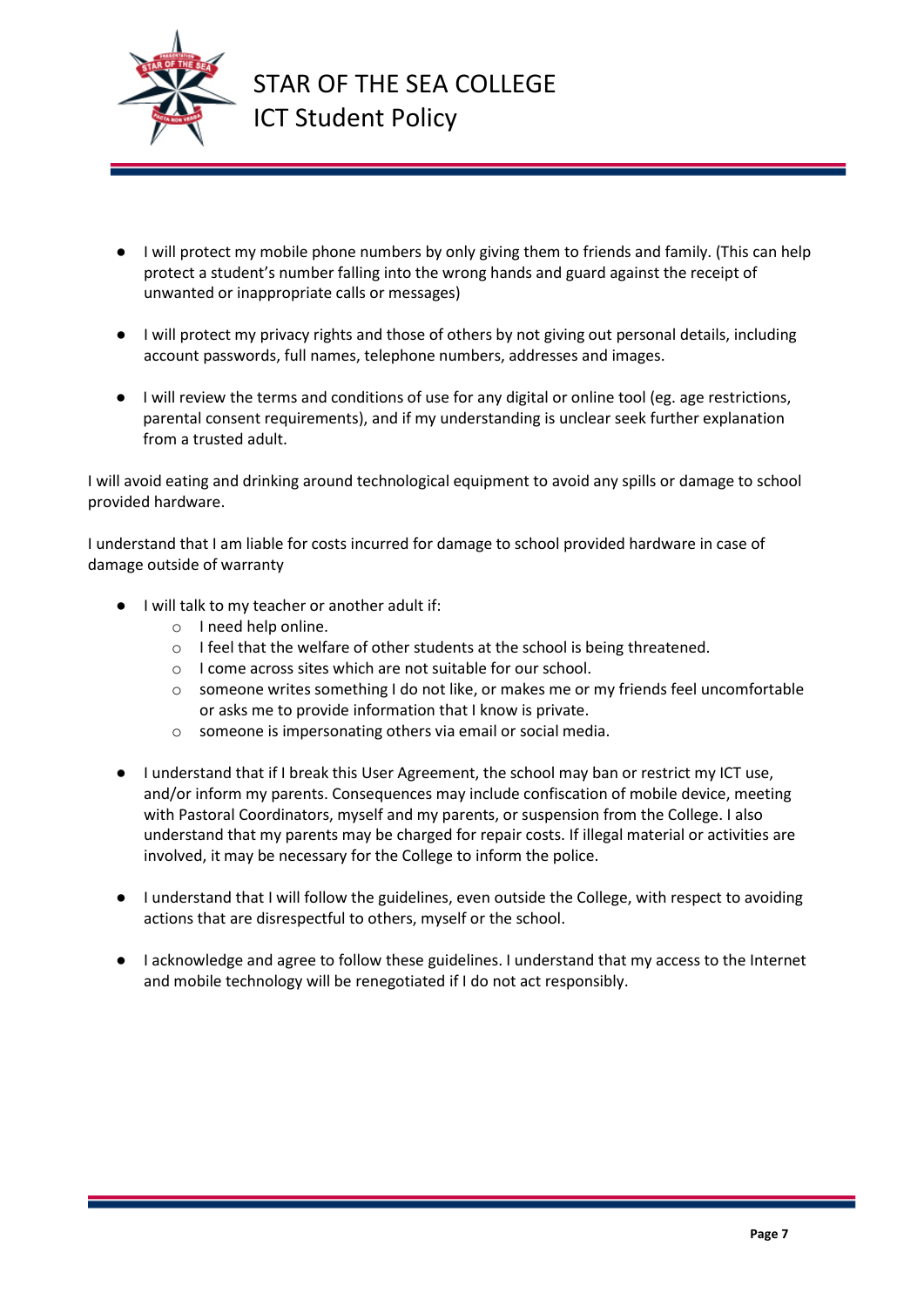- I will protect my mobile phone numbers by only giving them to friends and family. (This can help protect a student's number falling into the wrong hands and guard against the receipt of unwanted or inappropriate calls or messages)

- I will protect my privacy rights and those of others by not giving out personal details, including account passwords, full names, telephone numbers, addresses and images.

- I will review the terms and conditions of use for any digital or online tool (eg. age restrictions, parental consent requirements), and if my understanding is unclear seek further explanation from a trusted adult.

I will avoid eating and drinking around technological equipment to avoid any spills or damage to school provided hardware.

I understand that I am liable for costs incurred for damage to school provided hardware in case of damage outside of warranty

- I will talk to my teacher or another adult if:
    - I need help online.
    - I feel that the welfare of other students at the school is being threatened.
    - I come across sites which are not suitable for our school.
    - someone writes something I do not like, or makes me or my friends feel uncomfortable or asks me to provide information that I know is private.
    - someone is impersonating others via email or social media.

- I understand that if I break this User Agreement, the school may ban or restrict my ICT use, and/or inform my parents. Consequences may include confiscation of mobile device, meeting with Pastoral Coordinators, myself and my parents, or suspension from the College. I also understand that my parents may be charged for repair costs. If illegal material or activities are involved, it may be necessary for the College to inform the police.

- I understand that I will follow the guidelines, even outside the College, with respect to avoiding actions that are disrespectful to others, myself or the school.

- I acknowledge and agree to follow these guidelines. I understand that my access to the Internet and mobile technology will be renegotiated if I do not act responsibly.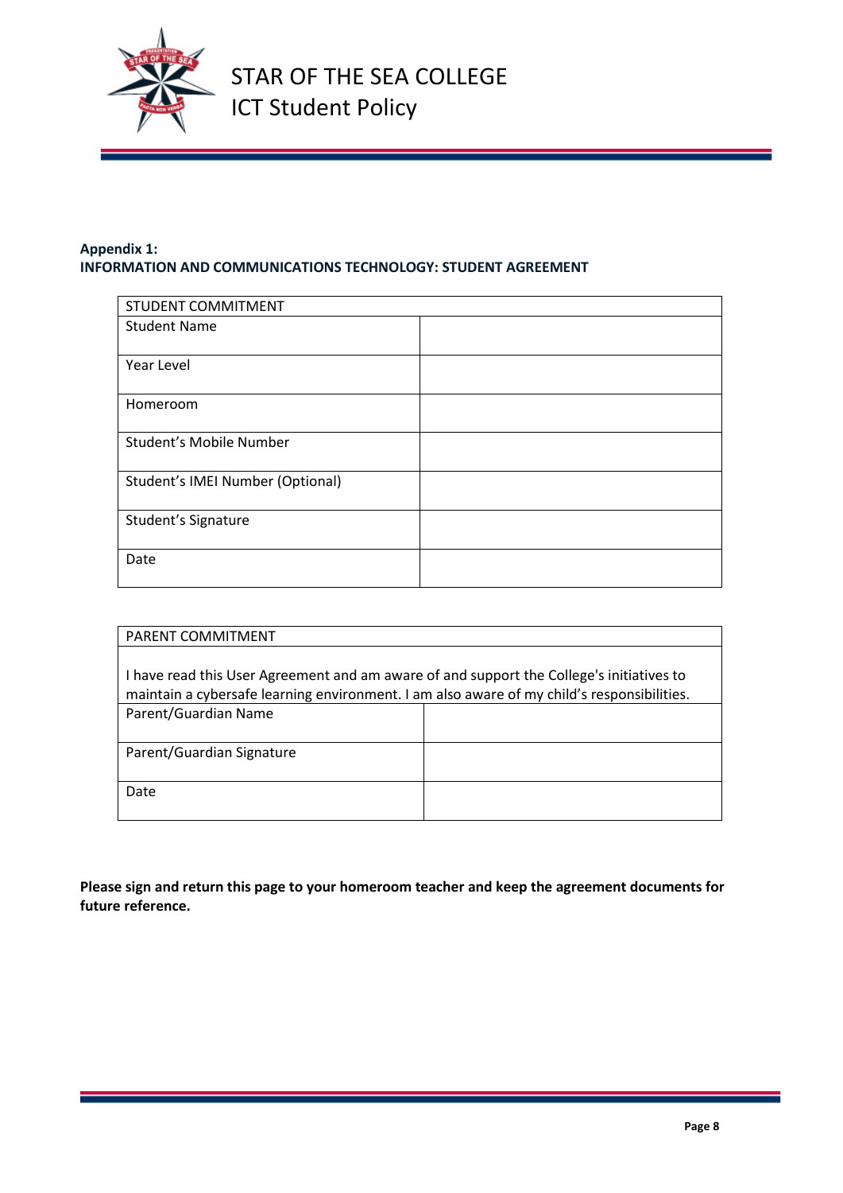**Appendix 1:**
**INFORMATION AND COMMUNICATIONS TECHNOLOGY: STUDENT AGREEMENT**

| STUDENT COMMITMENT | |
|---|---|
| Student Name | |
| Year Level | |
| Homeroom | |
| Student's Mobile Number | |
| Student's IMEI Number (Optional) | |
| Student's Signature | |
| Date | |

| PARENT COMMITMENT | |
|---|---|
| I have read this User Agreement and am aware of and support the College's initiatives to maintain a cybersafe learning environment. I am also aware of my child's responsibilities. | |
| Parent/Guardian Name | |
| Parent/Guardian Signature | |
| Date | |

**Please sign and return this page to your homeroom teacher and keep the agreement documents for future reference.**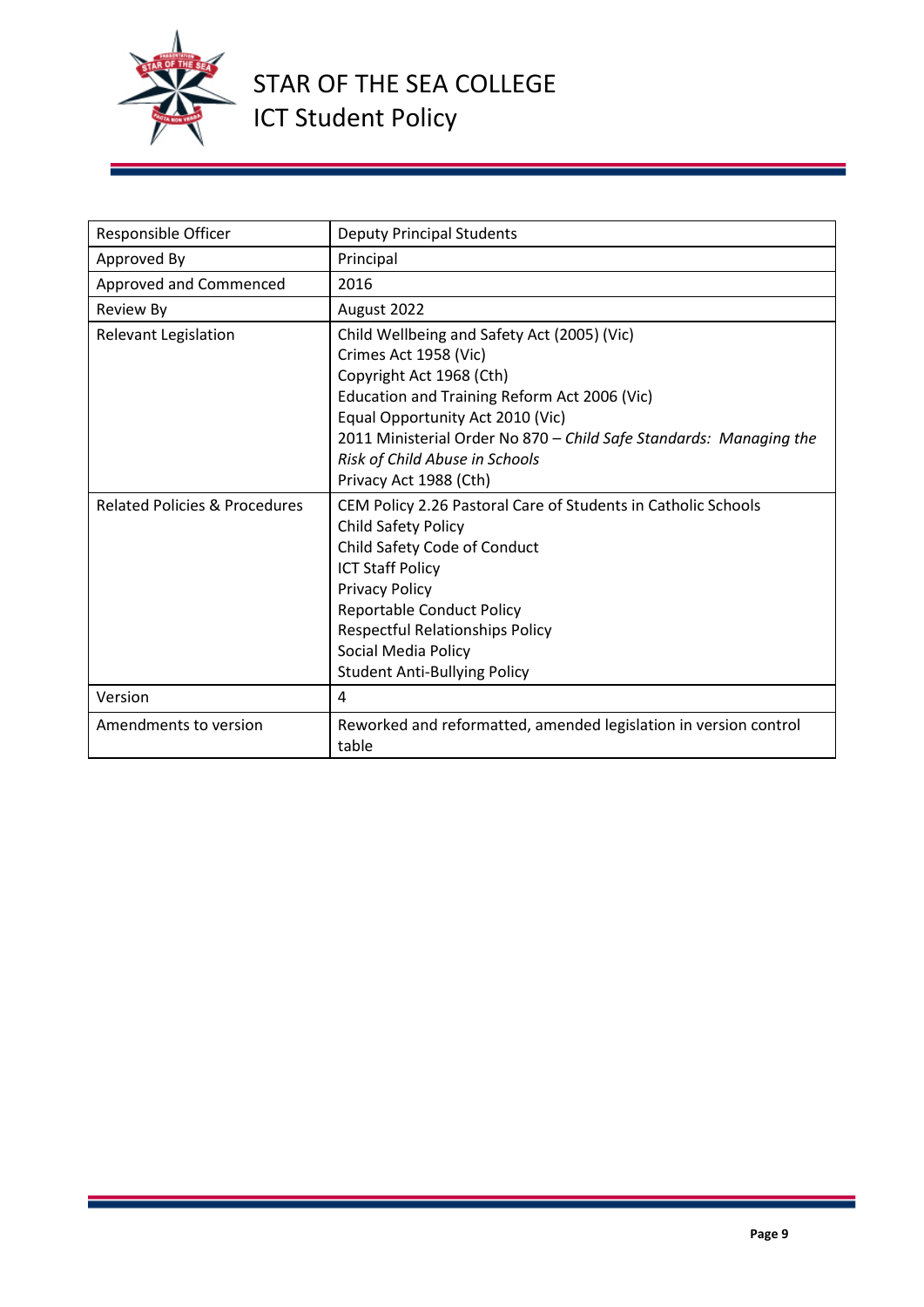| | |
|---|---|
| Responsible Officer | Deputy Principal Students |
| Approved By | Principal |
| Approved and Commenced | 2016 |
| Review By | August 2022 |
| Relevant Legislation | Child Wellbeing and Safety Act (2005) (Vic)<br>Crimes Act 1958 (Vic)<br>Copyright Act 1968 (Cth)<br>Education and Training Reform Act 2006 (Vic)<br>Equal Opportunity Act 2010 (Vic)<br>2011 Ministerial Order No 870 – *Child Safe Standards: Managing the Risk of Child Abuse in Schools*<br>Privacy Act 1988 (Cth) |
| Related Policies & Procedures | CEM Policy 2.26 Pastoral Care of Students in Catholic Schools<br>Child Safety Policy<br>Child Safety Code of Conduct<br>ICT Staff Policy<br>Privacy Policy<br>Reportable Conduct Policy<br>Respectful Relationships Policy<br>Social Media Policy<br>Student Anti-Bullying Policy |
| Version | 4 |
| Amendments to version | Reworked and reformatted, amended legislation in version control table |